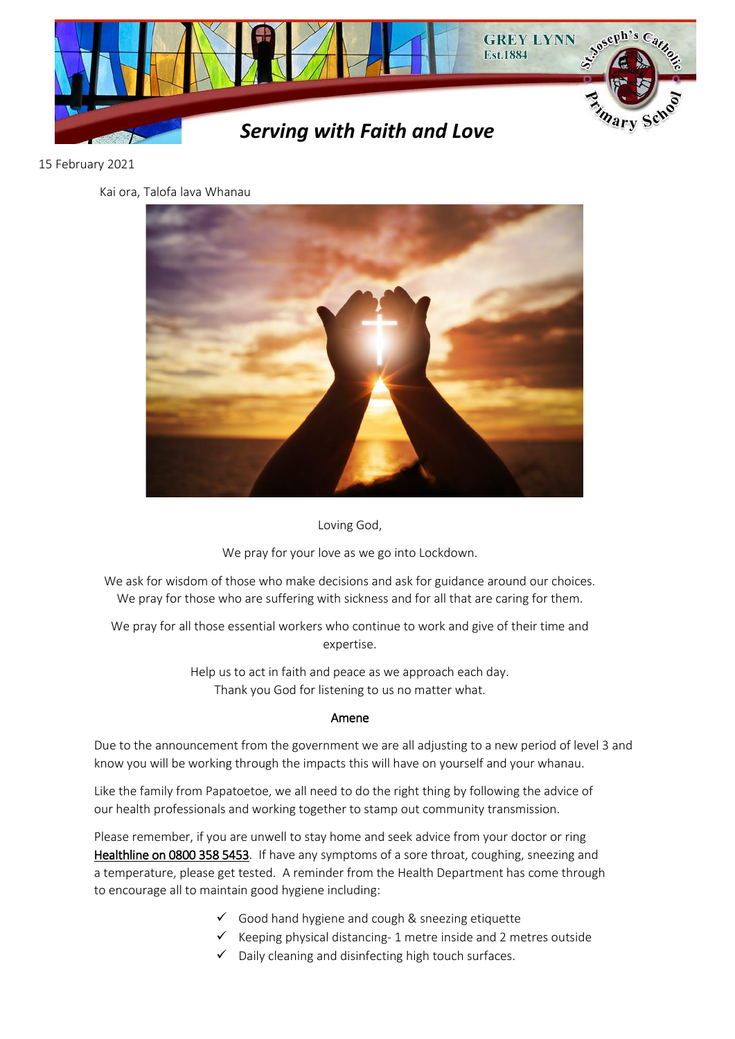GREY LYNN
Est.1884

St Joseph's Catholic Primary School

***Serving with Faith and Love***

15 February 2021

Kai ora, Talofa lava Whanau

Loving God,

We pray for your love as we go into Lockdown.

We ask for wisdom of those who make decisions and ask for guidance around our choices.
We pray for those who are suffering with sickness and for all that are caring for them.

We pray for all those essential workers who continue to work and give of their time and expertise.

Help us to act in faith and peace as we approach each day.
Thank you God for listening to us no matter what.

Amene

Due to the announcement from the government we are all adjusting to a new period of level 3 and know you will be working through the impacts this will have on yourself and your whanau.

Like the family from Papatoetoe, we all need to do the right thing by following the advice of our health professionals and working together to stamp out community transmission.

Please remember, if you are unwell to stay home and seek advice from your doctor or ring Healthline on 0800 358 5453. If have any symptoms of a sore throat, coughing, sneezing and a temperature, please get tested. A reminder from the Health Department has come through to encourage all to maintain good hygiene including:

- ✓ Good hand hygiene and cough & sneezing etiquette
- ✓ Keeping physical distancing- 1 metre inside and 2 metres outside
- ✓ Daily cleaning and disinfecting high touch surfaces.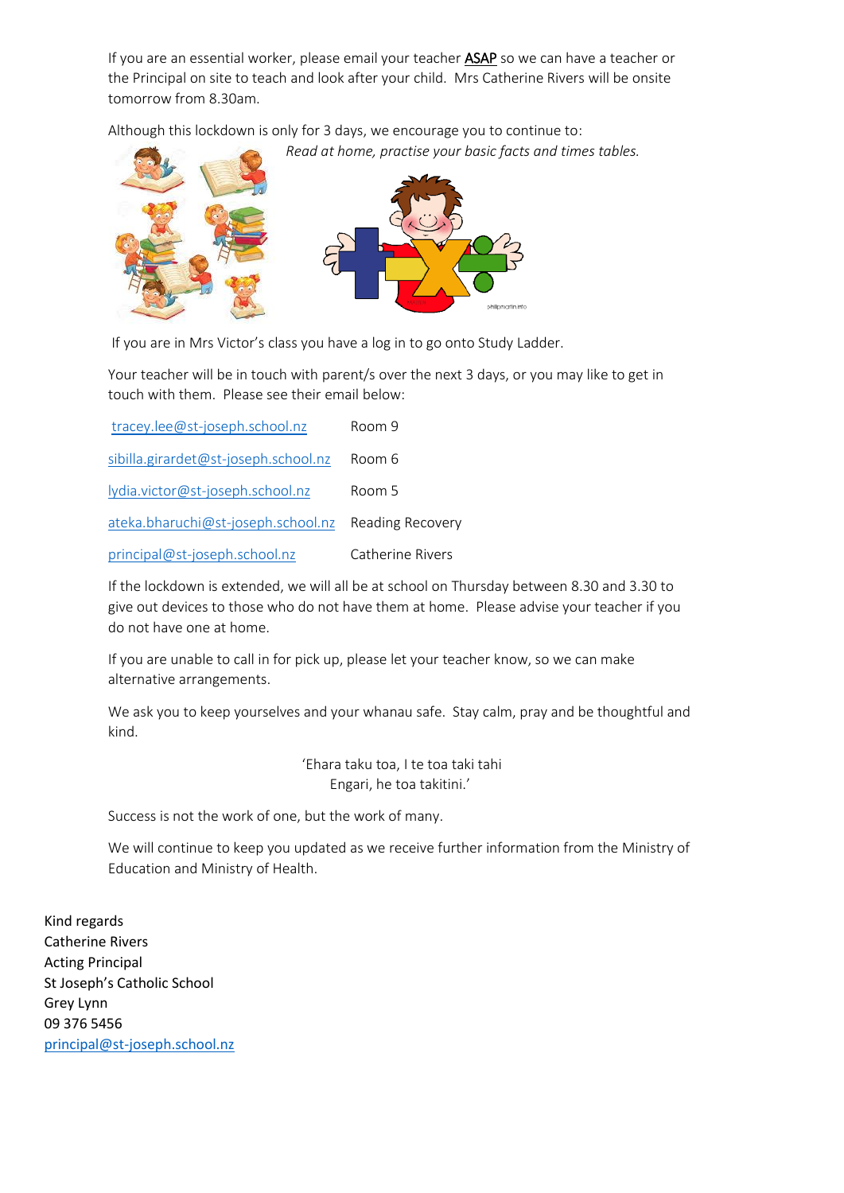If you are an essential worker, please email your teacher ASAP so we can have a teacher or the Principal on site to teach and look after your child. Mrs Catherine Rivers will be onsite tomorrow from 8.30am.

Although this lockdown is only for 3 days, we encourage you to continue to:

*Read at home, practise your basic facts and times tables.*

If you are in Mrs Victor's class you have a log in to go onto Study Ladder.

Your teacher will be in touch with parent/s over the next 3 days, or you may like to get in touch with them. Please see their email below:

| | |
|---|---|
| tracey.lee@st-joseph.school.nz | Room 9 |
| sibilla.girardet@st-joseph.school.nz | Room 6 |
| lydia.victor@st-joseph.school.nz | Room 5 |
| ateka.bharuchi@st-joseph.school.nz | Reading Recovery |
| principal@st-joseph.school.nz | Catherine Rivers |

If the lockdown is extended, we will all be at school on Thursday between 8.30 and 3.30 to give out devices to those who do not have them at home. Please advise your teacher if you do not have one at home.

If you are unable to call in for pick up, please let your teacher know, so we can make alternative arrangements.

We ask you to keep yourselves and your whanau safe. Stay calm, pray and be thoughtful and kind.

'Ehara taku toa, I te toa taki tahi
Engari, he toa takitini.'

Success is not the work of one, but the work of many.

We will continue to keep you updated as we receive further information from the Ministry of Education and Ministry of Health.

Kind regards
Catherine Rivers
Acting Principal
St Joseph's Catholic School
Grey Lynn
09 376 5456
principal@st-joseph.school.nz